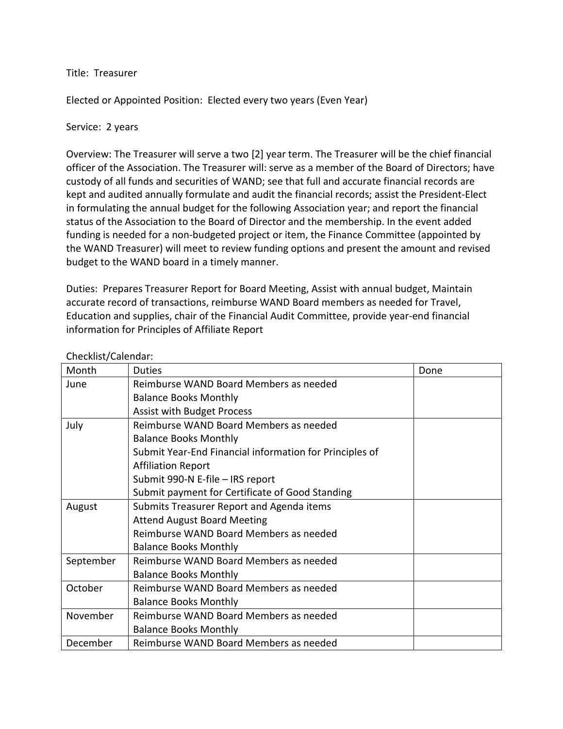Title: Treasurer

Elected or Appointed Position: Elected every two years (Even Year)

Service: 2 years

Overview: The Treasurer will serve a two [2] year term. The Treasurer will be the chief financial officer of the Association. The Treasurer will: serve as a member of the Board of Directors; have custody of all funds and securities of WAND; see that full and accurate financial records are kept and audited annually formulate and audit the financial records; assist the President-Elect in formulating the annual budget for the following Association year; and report the financial status of the Association to the Board of Director and the membership. In the event added funding is needed for a non-budgeted project or item, the Finance Committee (appointed by the WAND Treasurer) will meet to review funding options and present the amount and revised budget to the WAND board in a timely manner.

Duties: Prepares Treasurer Report for Board Meeting, Assist with annual budget, Maintain accurate record of transactions, reimburse WAND Board members as needed for Travel, Education and supplies, chair of the Financial Audit Committee, provide year-end financial information for Principles of Affiliate Report

Checklist/Calendar:

| Month | Duties | Done |
|---|---|---|
| June | Reimburse WAND Board Members as needed<br>Balance Books Monthly<br>Assist with Budget Process | |
| July | Reimburse WAND Board Members as needed<br>Balance Books Monthly<br>Submit Year-End Financial information for Principles of Affiliation Report<br>Submit 990-N E-file – IRS report<br>Submit payment for Certificate of Good Standing | |
| August | Submits Treasurer Report and Agenda items<br>Attend August Board Meeting<br>Reimburse WAND Board Members as needed<br>Balance Books Monthly | |
| September | Reimburse WAND Board Members as needed<br>Balance Books Monthly | |
| October | Reimburse WAND Board Members as needed<br>Balance Books Monthly | |
| November | Reimburse WAND Board Members as needed<br>Balance Books Monthly | |
| December | Reimburse WAND Board Members as needed | |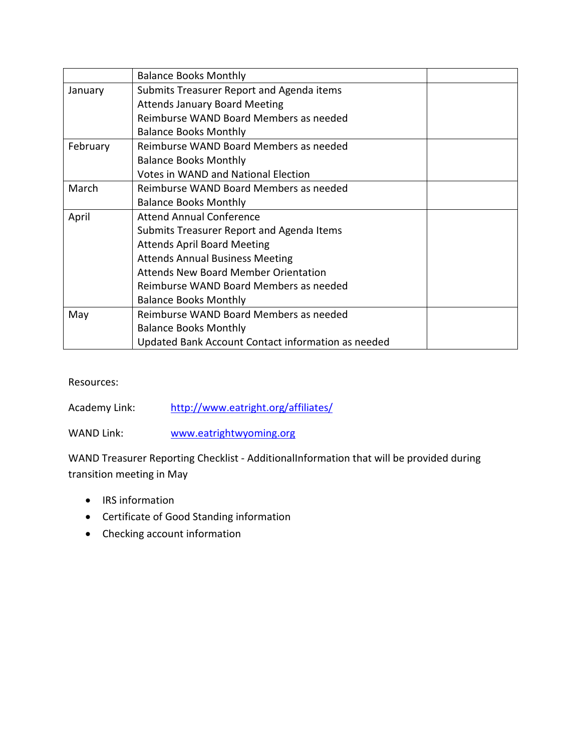| | | |
|---|---|---|
| | Balance Books Monthly | |
| January | Submits Treasurer Report and Agenda items<br>Attends January Board Meeting<br>Reimburse WAND Board Members as needed<br>Balance Books Monthly | |
| February | Reimburse WAND Board Members as needed<br>Balance Books Monthly<br>Votes in WAND and National Election | |
| March | Reimburse WAND Board Members as needed<br>Balance Books Monthly | |
| April | Attend Annual Conference<br>Submits Treasurer Report and Agenda Items<br>Attends April Board Meeting<br>Attends Annual Business Meeting<br>Attends New Board Member Orientation<br>Reimburse WAND Board Members as needed<br>Balance Books Monthly | |
| May | Reimburse WAND Board Members as needed<br>Balance Books Monthly<br>Updated Bank Account Contact information as needed | |

Resources:

Academy Link: http://www.eatright.org/affiliates/

WAND Link: www.eatrightwyoming.org

WAND Treasurer Reporting Checklist - AdditionalInformation that will be provided during transition meeting in May

- IRS information
- Certificate of Good Standing information
- Checking account information